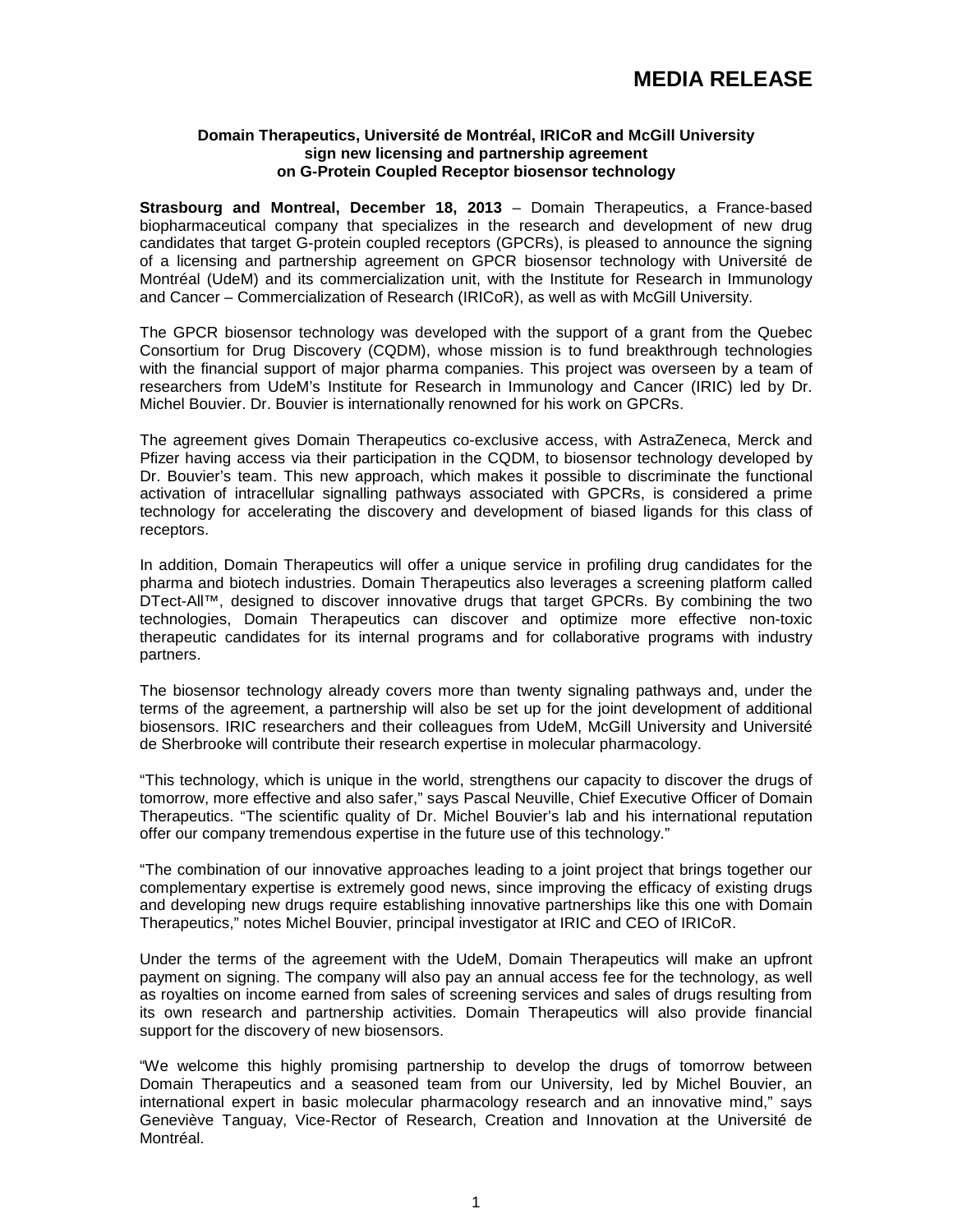# MEDIA RELEASE

**Domain Therapeutics, Université de Montréal, IRICoR and McGill University sign new licensing and partnership agreement on G-Protein Coupled Receptor biosensor technology**

**Strasbourg and Montreal, December 18, 2013** – Domain Therapeutics, a France-based biopharmaceutical company that specializes in the research and development of new drug candidates that target G-protein coupled receptors (GPCRs), is pleased to announce the signing of a licensing and partnership agreement on GPCR biosensor technology with Université de Montréal (UdeM) and its commercialization unit, with the Institute for Research in Immunology and Cancer – Commercialization of Research (IRICoR), as well as with McGill University.

The GPCR biosensor technology was developed with the support of a grant from the Quebec Consortium for Drug Discovery (CQDM), whose mission is to fund breakthrough technologies with the financial support of major pharma companies. This project was overseen by a team of researchers from UdeM's Institute for Research in Immunology and Cancer (IRIC) led by Dr. Michel Bouvier. Dr. Bouvier is internationally renowned for his work on GPCRs.

The agreement gives Domain Therapeutics co-exclusive access, with AstraZeneca, Merck and Pfizer having access via their participation in the CQDM, to biosensor technology developed by Dr. Bouvier's team. This new approach, which makes it possible to discriminate the functional activation of intracellular signalling pathways associated with GPCRs, is considered a prime technology for accelerating the discovery and development of biased ligands for this class of receptors.

In addition, Domain Therapeutics will offer a unique service in profiling drug candidates for the pharma and biotech industries. Domain Therapeutics also leverages a screening platform called DTect-All™, designed to discover innovative drugs that target GPCRs. By combining the two technologies, Domain Therapeutics can discover and optimize more effective non-toxic therapeutic candidates for its internal programs and for collaborative programs with industry partners.

The biosensor technology already covers more than twenty signaling pathways and, under the terms of the agreement, a partnership will also be set up for the joint development of additional biosensors. IRIC researchers and their colleagues from UdeM, McGill University and Université de Sherbrooke will contribute their research expertise in molecular pharmacology.

"This technology, which is unique in the world, strengthens our capacity to discover the drugs of tomorrow, more effective and also safer," says Pascal Neuville, Chief Executive Officer of Domain Therapeutics. "The scientific quality of Dr. Michel Bouvier's lab and his international reputation offer our company tremendous expertise in the future use of this technology."

"The combination of our innovative approaches leading to a joint project that brings together our complementary expertise is extremely good news, since improving the efficacy of existing drugs and developing new drugs require establishing innovative partnerships like this one with Domain Therapeutics," notes Michel Bouvier, principal investigator at IRIC and CEO of IRICoR.

Under the terms of the agreement with the UdeM, Domain Therapeutics will make an upfront payment on signing. The company will also pay an annual access fee for the technology, as well as royalties on income earned from sales of screening services and sales of drugs resulting from its own research and partnership activities. Domain Therapeutics will also provide financial support for the discovery of new biosensors.

"We welcome this highly promising partnership to develop the drugs of tomorrow between Domain Therapeutics and a seasoned team from our University, led by Michel Bouvier, an international expert in basic molecular pharmacology research and an innovative mind," says Geneviève Tanguay, Vice-Rector of Research, Creation and Innovation at the Université de Montréal.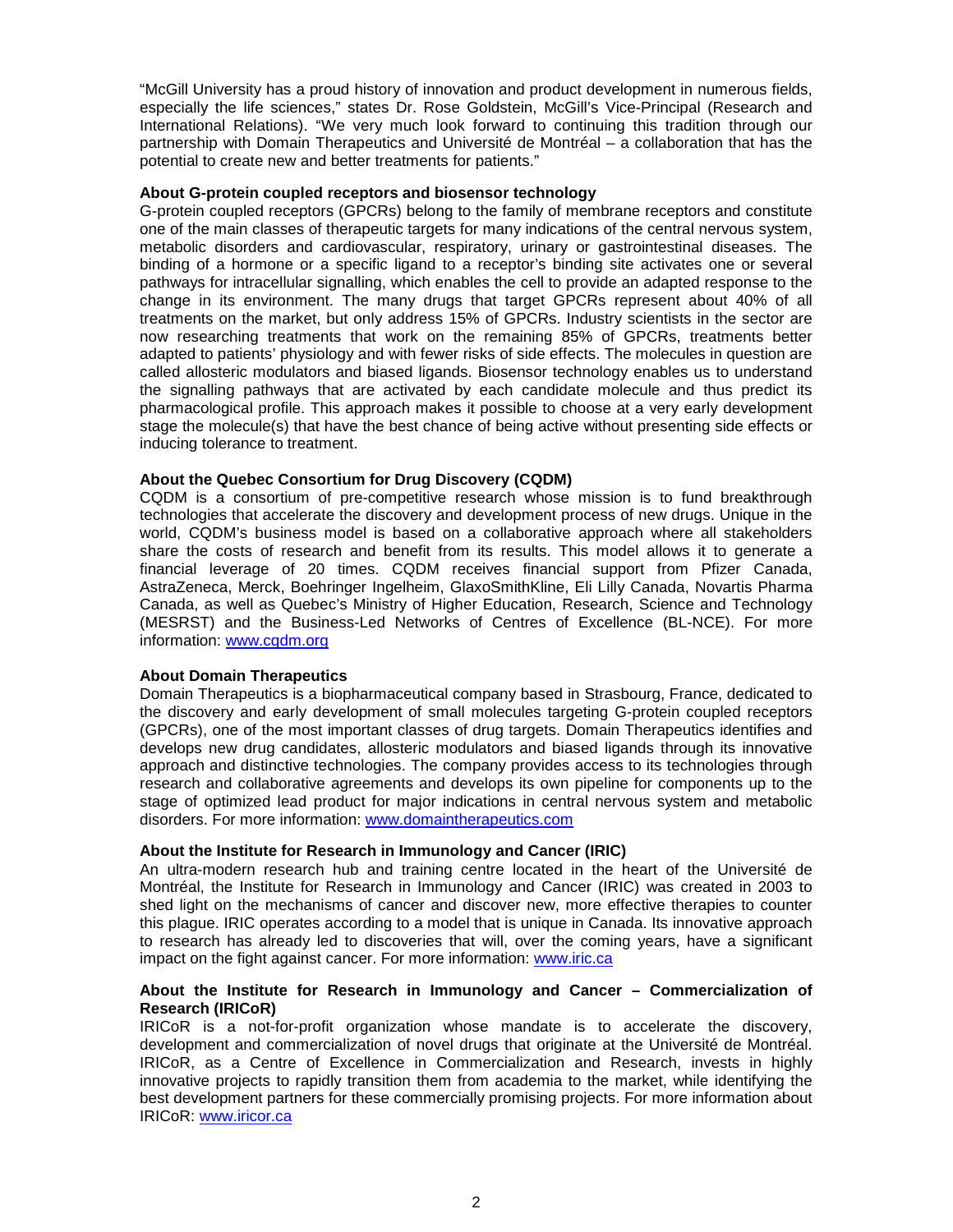"McGill University has a proud history of innovation and product development in numerous fields, especially the life sciences," states Dr. Rose Goldstein, McGill's Vice-Principal (Research and International Relations). "We very much look forward to continuing this tradition through our partnership with Domain Therapeutics and Université de Montréal – a collaboration that has the potential to create new and better treatments for patients."

**About G-protein coupled receptors and biosensor technology**

G-protein coupled receptors (GPCRs) belong to the family of membrane receptors and constitute one of the main classes of therapeutic targets for many indications of the central nervous system, metabolic disorders and cardiovascular, respiratory, urinary or gastrointestinal diseases. The binding of a hormone or a specific ligand to a receptor's binding site activates one or several pathways for intracellular signalling, which enables the cell to provide an adapted response to the change in its environment. The many drugs that target GPCRs represent about 40% of all treatments on the market, but only address 15% of GPCRs. Industry scientists in the sector are now researching treatments that work on the remaining 85% of GPCRs, treatments better adapted to patients' physiology and with fewer risks of side effects. The molecules in question are called allosteric modulators and biased ligands. Biosensor technology enables us to understand the signalling pathways that are activated by each candidate molecule and thus predict its pharmacological profile. This approach makes it possible to choose at a very early development stage the molecule(s) that have the best chance of being active without presenting side effects or inducing tolerance to treatment.

**About the Quebec Consortium for Drug Discovery (CQDM)**

CQDM is a consortium of pre-competitive research whose mission is to fund breakthrough technologies that accelerate the discovery and development process of new drugs. Unique in the world, CQDM's business model is based on a collaborative approach where all stakeholders share the costs of research and benefit from its results. This model allows it to generate a financial leverage of 20 times. CQDM receives financial support from Pfizer Canada, AstraZeneca, Merck, Boehringer Ingelheim, GlaxoSmithKline, Eli Lilly Canada, Novartis Pharma Canada, as well as Quebec's Ministry of Higher Education, Research, Science and Technology (MESRST) and the Business-Led Networks of Centres of Excellence (BL-NCE). For more information: www.cqdm.org

**About Domain Therapeutics**

Domain Therapeutics is a biopharmaceutical company based in Strasbourg, France, dedicated to the discovery and early development of small molecules targeting G-protein coupled receptors (GPCRs), one of the most important classes of drug targets. Domain Therapeutics identifies and develops new drug candidates, allosteric modulators and biased ligands through its innovative approach and distinctive technologies. The company provides access to its technologies through research and collaborative agreements and develops its own pipeline for components up to the stage of optimized lead product for major indications in central nervous system and metabolic disorders. For more information: www.domaintherapeutics.com

**About the Institute for Research in Immunology and Cancer (IRIC)**

An ultra-modern research hub and training centre located in the heart of the Université de Montréal, the Institute for Research in Immunology and Cancer (IRIC) was created in 2003 to shed light on the mechanisms of cancer and discover new, more effective therapies to counter this plague. IRIC operates according to a model that is unique in Canada. Its innovative approach to research has already led to discoveries that will, over the coming years, have a significant impact on the fight against cancer. For more information: www.iric.ca

**About the Institute for Research in Immunology and Cancer – Commercialization of Research (IRICoR)**

IRICoR is a not-for-profit organization whose mandate is to accelerate the discovery, development and commercialization of novel drugs that originate at the Université de Montréal. IRICoR, as a Centre of Excellence in Commercialization and Research, invests in highly innovative projects to rapidly transition them from academia to the market, while identifying the best development partners for these commercially promising projects. For more information about IRICoR: www.iricor.ca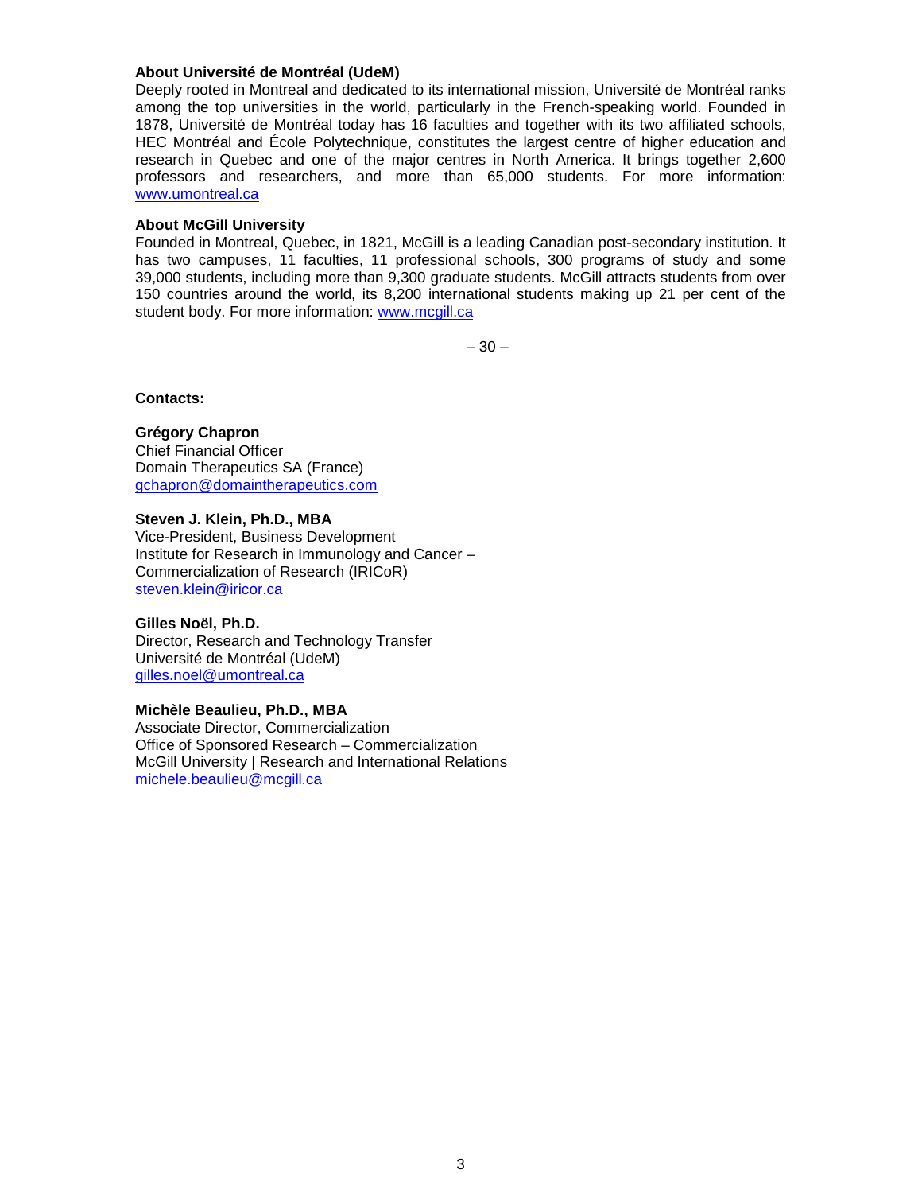**About Université de Montréal (UdeM)**

Deeply rooted in Montreal and dedicated to its international mission, Université de Montréal ranks among the top universities in the world, particularly in the French-speaking world. Founded in 1878, Université de Montréal today has 16 faculties and together with its two affiliated schools, HEC Montréal and École Polytechnique, constitutes the largest centre of higher education and research in Quebec and one of the major centres in North America. It brings together 2,600 professors and researchers, and more than 65,000 students. For more information: www.umontreal.ca

**About McGill University**

Founded in Montreal, Quebec, in 1821, McGill is a leading Canadian post-secondary institution. It has two campuses, 11 faculties, 11 professional schools, 300 programs of study and some 39,000 students, including more than 9,300 graduate students. McGill attracts students from over 150 countries around the world, its 8,200 international students making up 21 per cent of the student body. For more information: www.mcgill.ca

– 30 –

**Contacts:**

**Grégory Chapron**
Chief Financial Officer
Domain Therapeutics SA (France)
gchapron@domaintherapeutics.com

**Steven J. Klein, Ph.D., MBA**
Vice-President, Business Development
Institute for Research in Immunology and Cancer –
Commercialization of Research (IRICoR)
steven.klein@iricor.ca

**Gilles Noël, Ph.D.**
Director, Research and Technology Transfer
Université de Montréal (UdeM)
gilles.noel@umontreal.ca

**Michèle Beaulieu, Ph.D., MBA**
Associate Director, Commercialization
Office of Sponsored Research – Commercialization
McGill University | Research and International Relations
michele.beaulieu@mcgill.ca